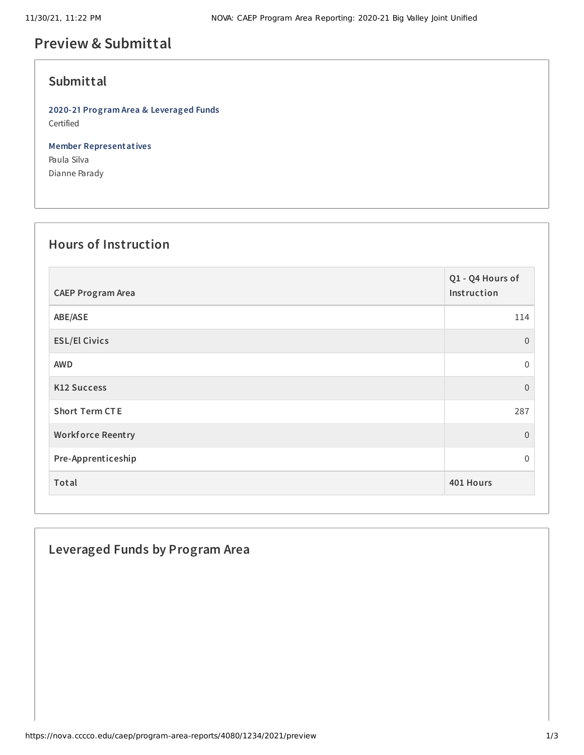# Preview & Submittal

## Submittal

**2020-21 Program Area & Leveraged Funds**
Certified

**Member Representatives**
Paula Silva
Dianne Parady

## Hours of Instruction

| CAEP Program Area | Q1 - Q4 Hours of Instruction |
|---|---|
| ABE/ASE | 114 |
| ESL/El Civics | 0 |
| AWD | 0 |
| K12 Success | 0 |
| Short Term CTE | 287 |
| Workforce Reentry | 0 |
| Pre-Apprenticeship | 0 |
| **Total** | **401 Hours** |

## Leveraged Funds by Program Area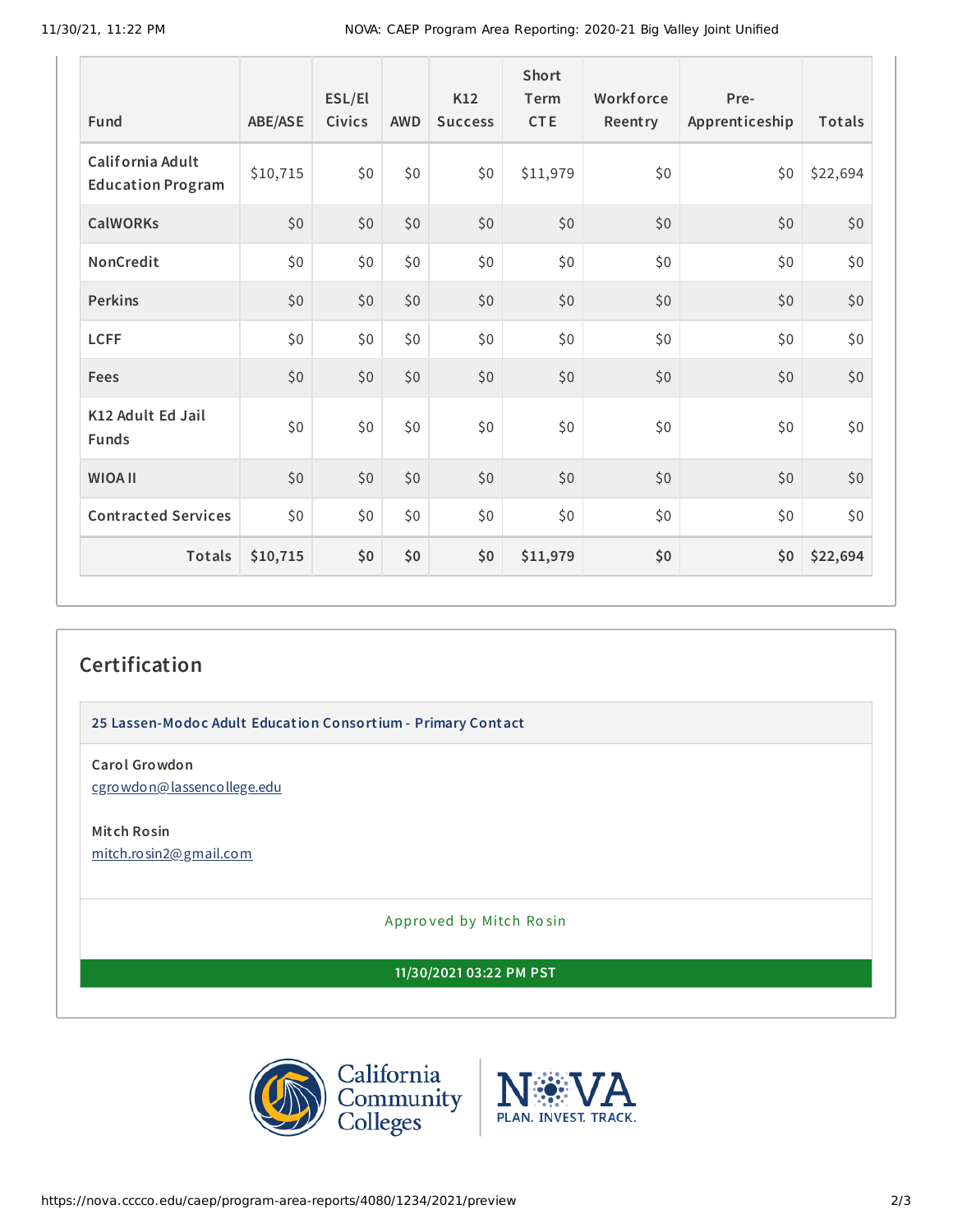| Fund | ABE/ASE | ESL/El Civics | AWD | K12 Success | Short Term CTE | Workforce Reentry | Pre-Apprenticeship | Totals |
|---|---|---|---|---|---|---|---|---|
| California Adult Education Program | $10,715 | $0 | $0 | $0 | $11,979 | $0 | $0 | $22,694 |
| CalWORKs | $0 | $0 | $0 | $0 | $0 | $0 | $0 | $0 |
| NonCredit | $0 | $0 | $0 | $0 | $0 | $0 | $0 | $0 |
| Perkins | $0 | $0 | $0 | $0 | $0 | $0 | $0 | $0 |
| LCFF | $0 | $0 | $0 | $0 | $0 | $0 | $0 | $0 |
| Fees | $0 | $0 | $0 | $0 | $0 | $0 | $0 | $0 |
| K12 Adult Ed Jail Funds | $0 | $0 | $0 | $0 | $0 | $0 | $0 | $0 |
| WIOA II | $0 | $0 | $0 | $0 | $0 | $0 | $0 | $0 |
| Contracted Services | $0 | $0 | $0 | $0 | $0 | $0 | $0 | $0 |
| **Totals** | **$10,715** | **$0** | **$0** | **$0** | **$11,979** | **$0** | **$0** | **$22,694** |

## Certification

**25 Lassen-Modoc Adult Education Consortium - Primary Contact**

**Carol Growdon**
cgrowdon@lassencollege.edu

**Mitch Rosin**
mitch.rosin2@gmail.com

Approved by Mitch Rosin

**11/30/2021 03:22 PM PST**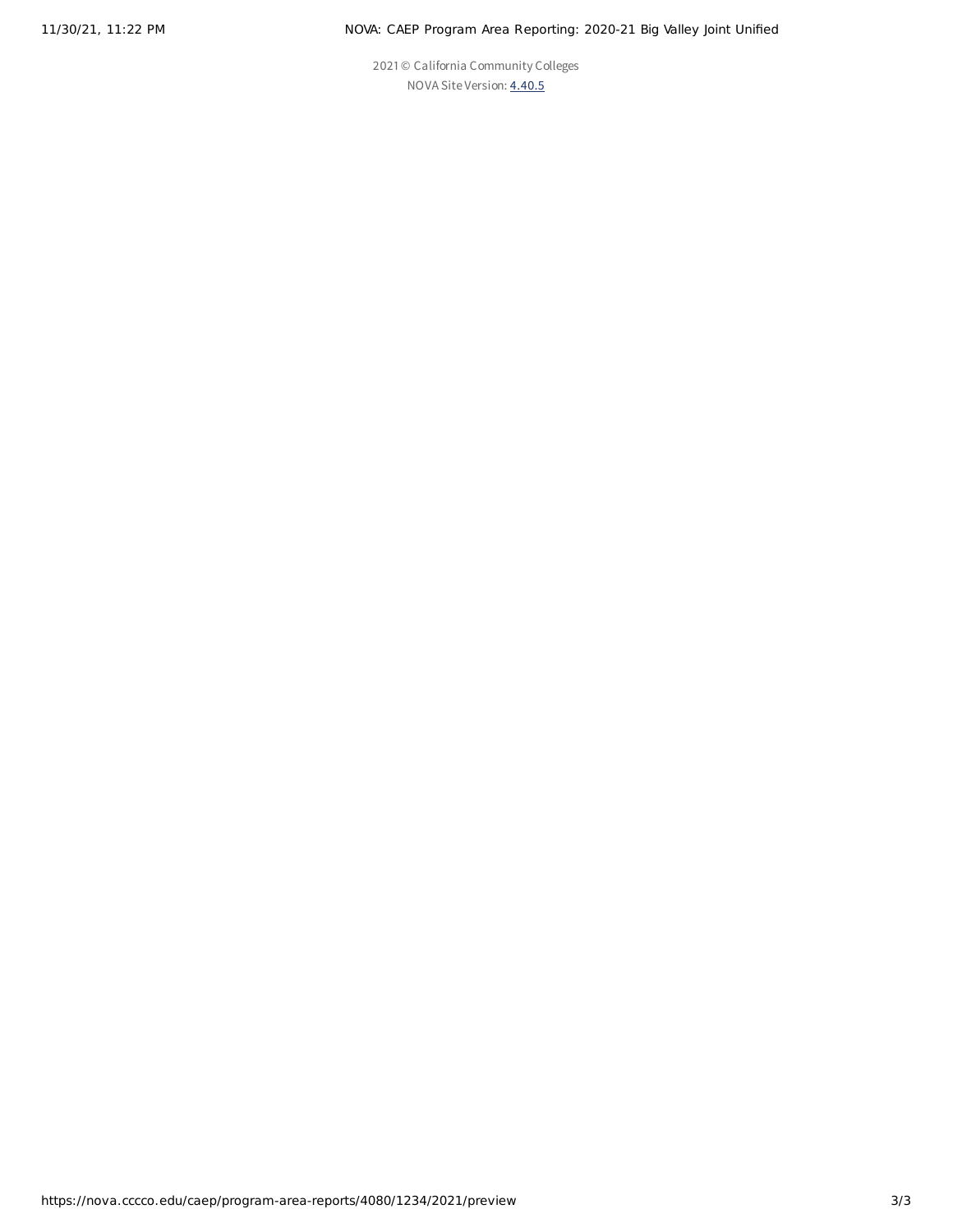2021 © California Community Colleges
NOVA Site Version: 4.40.5